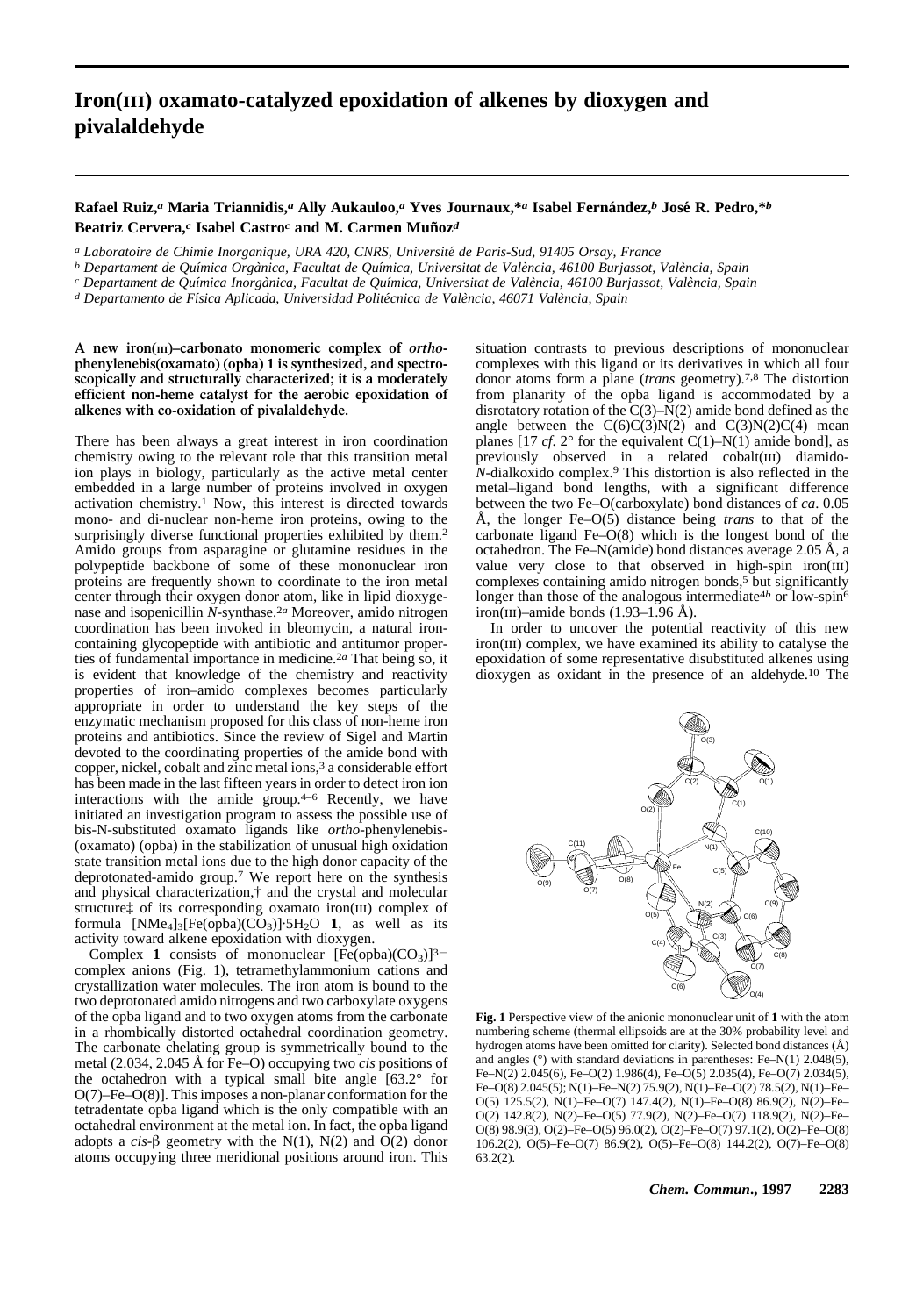# Iron(III) oxamato-catalyzed epoxidation of alkenes by dioxygen and pivalaldehyde

**Rafael Ruiz,[a] Maria Triannidis,[a] Ally Aukauloo,[a] Yves Journaux,*[a] Isabel Fernández,[b] José R. Pedro,*[b] Beatriz Cervera,[c] Isabel Castro[c] and M. Carmen Muñoz[d]**

[a] *Laboratoire de Chimie Inorganique, URA 420, CNRS, Université de Paris-Sud, 91405 Orsay, France*

[b] *Departament de Química Orgànica, Facultat de Química, Universitat de València, 46100 Burjassot, València, Spain*

[c] *Departament de Química Inorgànica, Facultat de Química, Universitat de València, 46100 Burjassot, València, Spain*

[d] *Departamento de Física Aplicada, Universidad Politécnica de València, 46071 València, Spain*

**A new iron(III)–carbonato monomeric complex of *ortho*-phenylenebis(oxamato) (opba) 1 is synthesized, and spectroscopically and structurally characterized; it is a moderately efficient non-heme catalyst for the aerobic epoxidation of alkenes with co-oxidation of pivalaldehyde.**

There has been always a great interest in iron coordination chemistry owing to the relevant role that this transition metal ion plays in biology, particularly as the active metal center embedded in a large number of proteins involved in oxygen activation chemistry.[1] Now, this interest is directed towards mono- and di-nuclear non-heme iron proteins, owing to the surprisingly diverse functional properties exhibited by them.[2] Amido groups from asparagine or glutamine residues in the polypeptide backbone of some of these mononuclear iron proteins are frequently shown to coordinate to the iron metal center through their oxygen donor atom, like in lipid dioxygenase and isopenicillin *N*-synthase.[2a] Moreover, amido nitrogen coordination has been invoked in bleomycin, a natural iron-containing glycopeptide with antibiotic and antitumor properties of fundamental importance in medicine.[2a] That being so, it is evident that knowledge of the chemistry and reactivity properties of iron–amido complexes becomes particularly appropriate in order to understand the key steps of the enzymatic mechanism proposed for this class of non-heme iron proteins and antibiotics. Since the review of Sigel and Martin devoted to the coordinating properties of the amide bond with copper, nickel, cobalt and zinc metal ions,[3] a considerable effort has been made in the last fifteen years in order to detect iron ion interactions with the amide group.[4–6] Recently, we have initiated an investigation program to assess the possible use of bis-N-substituted oxamato ligands like *ortho*-phenylenebis-(oxamato) (opba) in the stabilization of unusual high oxidation state transition metal ions due to the high donor capacity of the deprotonated-amido group.[7] We report here on the synthesis and physical characterization,† and the crystal and molecular structure‡ of its corresponding oxamato iron(III) complex of formula $[NMe_4]_3[Fe(opba)(CO_3)]\cdot5H_2O$ **1**, as well as its activity toward alkene epoxidation with dioxygen.

Complex **1** consists of mononuclear $[Fe(opba)(CO_3)]^{3-}$ complex anions (Fig. 1), tetramethylammonium cations and crystallization water molecules. The iron atom is bound to the two deprotonated amido nitrogens and two carboxylate oxygens of the opba ligand and to two oxygen atoms from the carbonate in a rhombically distorted octahedral coordination geometry. The carbonate chelating group is symmetrically bound to the metal (2.034, 2.045 Å for Fe–O) occupying two *cis* positions of the octahedron with a typical small bite angle [63.2° for O(7)–Fe–O(8)]. This imposes a non-planar conformation for the tetradentate opba ligand which is the only compatible with an octahedral environment at the metal ion. In fact, the opba ligand adopts a *cis*-β geometry with the N(1), N(2) and O(2) donor atoms occupying three meridional positions around iron. This situation contrasts to previous descriptions of mononuclear complexes with this ligand or its derivatives in which all four donor atoms form a plane (*trans* geometry).[7,8] The distortion from planarity of the opba ligand is accommodated by a disrotatory rotation of the C(3)–N(2) amide bond defined as the angle between the C(6)C(3)N(2) and C(3)N(2)C(4) mean planes [17 *cf*. 2° for the equivalent C(1)–N(1) amide bond], as previously observed in a related cobalt(III) diamido-*N*-dialkoxido complex.[9] This distortion is also reflected in the metal–ligand bond lengths, with a significant difference between the two Fe–O(carboxylate) bond distances of *ca*. 0.05 Å, the longer Fe–O(5) distance being *trans* to that of the carbonate ligand Fe–O(8) which is the longest bond of the octahedron. The Fe–N(amide) bond distances average 2.05 Å, a value very close to that observed in high-spin iron(III) complexes containing amido nitrogen bonds,[5] but significantly longer than those of the analogous intermediate[4b] or low-spin[6] iron(III)–amide bonds (1.93–1.96 Å).

In order to uncover the potential reactivity of this new iron(III) complex, we have examined its ability to catalyse the epoxidation of some representative disubstituted alkenes using dioxygen as oxidant in the presence of an aldehyde.[10] The

**Fig. 1** Perspective view of the anionic mononuclear unit of **1** with the atom numbering scheme (thermal ellipsoids are at the 30% probability level and hydrogen atoms have been omitted for clarity). Selected bond distances (Å) and angles (°) with standard deviations in parentheses: Fe–N(1) 2.048(5), Fe–N(2) 2.045(6), Fe–O(2) 1.986(4), Fe–O(5) 2.035(4), Fe–O(7) 2.034(5), Fe–O(8) 2.045(5); N(1)–Fe–N(2) 75.9(2), N(1)–Fe–O(2) 78.5(2), N(1)–Fe–O(5) 125.5(2), N(1)–Fe–O(7) 147.4(2), N(1)–Fe–O(8) 86.9(2), N(2)–Fe–O(2) 142.8(2), N(2)–Fe–O(5) 77.9(2), N(2)–Fe–O(7) 118.9(2), N(2)–Fe–O(8) 98.9(3), O(2)–Fe–O(5) 96.0(2), O(2)–Fe–O(7) 97.1(2), O(2)–Fe–O(8) 106.2(2), O(5)–Fe–O(7) 86.9(2), O(5)–Fe–O(8) 144.2(2), O(7)–Fe–O(8) 63.2(2).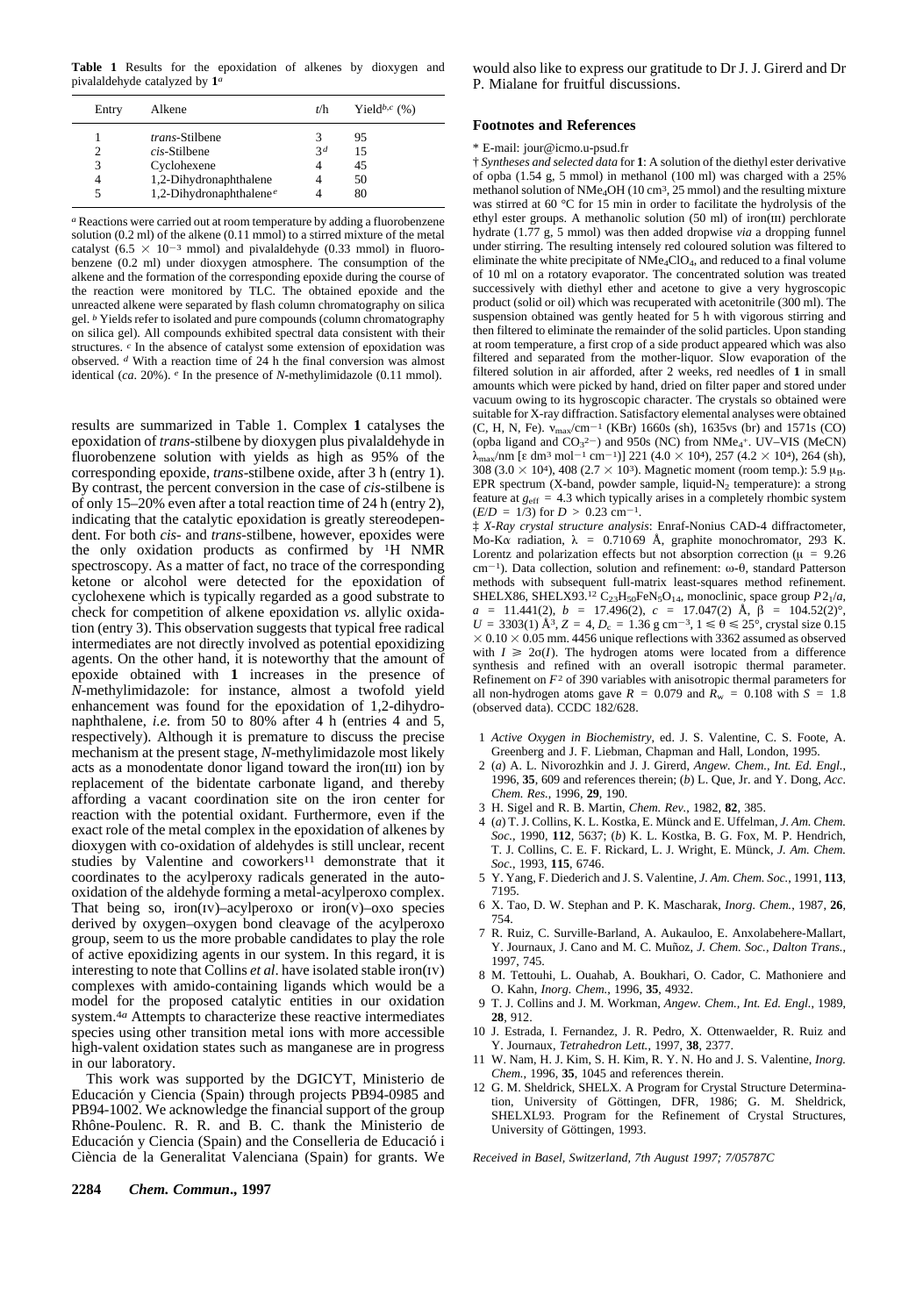**Table 1** Results for the epoxidation of alkenes by dioxygen and pivalaldehyde catalyzed by **1**[a]

| Entry | Alkene | $t$/h | Yield[b,c] (%) |
|---|---|---|---|
| 1 | *trans*-Stilbene | 3 | 95 |
| 2 | *cis*-Stilbene | 3[d] | 15 |
| 3 | Cyclohexene | 4 | 45 |
| 4 | 1,2-Dihydronaphthalene | 4 | 50 |
| 5 | 1,2-Dihydronaphthalene[e] | 4 | 80 |

[a] Reactions were carried out at room temperature by adding a fluorobenzene solution (0.2 ml) of the alkene (0.11 mmol) to a stirred mixture of the metal catalyst ($6.5 \times 10^{-3}$ mmol) and pivalaldehyde (0.33 mmol) in fluorobenzene (0.2 ml) under dioxygen atmosphere. The consumption of the alkene and the formation of the corresponding epoxide during the course of the reaction were monitored by TLC. The obtained epoxide and the unreacted alkene were separated by flash column chromatography on silica gel. [b] Yields refer to isolated and pure compounds (column chromatography on silica gel). All compounds exhibited spectral data consistent with their structures. [c] In the absence of catalyst some extension of epoxidation was observed. [d] With a reaction time of 24 h the final conversion was almost identical (*ca*. 20%). [e] In the presence of *N*-methylimidazole (0.11 mmol).

results are summarized in Table 1. Complex **1** catalyses the epoxidation of *trans*-stilbene by dioxygen plus pivalaldehyde in fluorobenzene solution with yields as high as 95% of the corresponding epoxide, *trans*-stilbene oxide, after 3 h (entry 1). By contrast, the percent conversion in the case of *cis*-stilbene is of only 15–20% even after a total reaction time of 24 h (entry 2), indicating that the catalytic epoxidation is greatly stereodependent. For both *cis*- and *trans*-stilbene, however, epoxides were the only oxidation products as confirmed by $^1$H NMR spectroscopy. As a matter of fact, no trace of the corresponding ketone or alcohol were detected for the epoxidation of cyclohexene which is typically regarded as a good substrate to check for competition of alkene epoxidation *vs*. allylic oxidation (entry 3). This observation suggests that typical free radical intermediates are not directly involved as potential epoxidizing agents. On the other hand, it is noteworthy that the amount of epoxide obtained with **1** increases in the presence of *N*-methylimidazole: for instance, almost a twofold yield enhancement was found for the epoxidation of 1,2-dihydronaphthalene, *i.e*. from 50 to 80% after 4 h (entries 4 and 5, respectively). Although it is premature to discuss the precise mechanism at the present stage, *N*-methylimidazole most likely acts as a monodentate donor ligand toward the iron(III) ion by replacement of the bidentate carbonate ligand, and thereby affording a vacant coordination site on the iron center for reaction with the potential oxidant. Furthermore, even if the exact role of the metal complex in the epoxidation of alkenes by dioxygen with co-oxidation of aldehydes is still unclear, recent studies by Valentine and coworkers[11] demonstrate that it coordinates to the acylperoxy radicals generated in the autooxidation of the aldehyde forming a metal-acylperoxo complex. That being so, iron(IV)–acylperoxo or iron(V)–oxo species derived by oxygen–oxygen bond cleavage of the acylperoxo group, seem to us the more probable candidates to play the role of active epoxidizing agents in our system. In this regard, it is interesting to note that Collins *et al*. have isolated stable iron(IV) complexes with amido-containing ligands which would be a model for the proposed catalytic entities in our oxidation system.[4a] Attempts to characterize these reactive intermediates species using other transition metal ions with more accessible high-valent oxidation states such as manganese are in progress in our laboratory.

This work was supported by the DGICYT, Ministerio de Educación y Ciencia (Spain) through projects PB94-0985 and PB94-1002. We acknowledge the financial support of the group Rhône-Poulenc. R. R. and B. C. thank the Ministerio de Educación y Ciencia (Spain) and the Conselleria de Educació i Ciència de la Generalitat Valenciana (Spain) for grants. We would also like to express our gratitude to Dr J. J. Girerd and Dr P. Mialane for fruitful discussions.

## Footnotes and References

\* E-mail: jour@icmo.u-psud.fr

† *Syntheses and selected data* for **1**: A solution of the diethyl ester derivative of opba (1.54 g, 5 mmol) in methanol (100 ml) was charged with a 25% methanol solution of $NMe_4OH$ (10 cm$^3$, 25 mmol) and the resulting mixture was stirred at 60 °C for 15 min in order to facilitate the hydrolysis of the ethyl ester groups. A methanolic solution (50 ml) of iron(III) perchlorate hydrate (1.77 g, 5 mmol) was then added dropwise *via* a dropping funnel under stirring. The resulting intensely red coloured solution was filtered to eliminate the white precipitate of $NMe_4ClO_4$, and reduced to a final volume of 10 ml on a rotatory evaporator. The concentrated solution was treated successively with diethyl ether and acetone to give a very hygroscopic product (solid or oil) which was recuperated with acetonitrile (300 ml). The suspension obtained was gently heated for 5 h with vigorous stirring and then filtered to eliminate the remainder of the solid particles. Upon standing at room temperature, a first crop of a side product appeared which was also filtered and separated from the mother-liquor. Slow evaporation of the filtered solution in air afforded, after 2 weeks, red needles of **1** in small amounts which were picked by hand, dried on filter paper and stored under vacuum owing to its hygroscopic character. The crystals so obtained were suitable for X-ray diffraction. Satisfactory elemental analyses were obtained (C, H, N, Fe). $\nu_{max}$/cm$^{-1}$ (KBr) 1660s (sh), 1635vs (br) and 1571s (CO) (opba ligand and $CO_3^{2-}$) and 950s (NC) from $NMe_4^+$. UV–VIS (MeCN) $\lambda_{max}$/nm [$\varepsilon$ dm$^3$ mol$^{-1}$ cm$^{-1}$)] 221 ($4.0 \times 10^4$), 257 ($4.2 \times 10^4$), 264 (sh), 308 ($3.0 \times 10^4$), 408 ($2.7 \times 10^3$). Magnetic moment (room temp.): 5.9 $\mu_B$. EPR spectrum (X-band, powder sample, liquid-$N_2$ temperature): a strong feature at $g_{eff} = 4.3$ which typically arises in a completely rhombic system ($E/D = 1/3$) for $D > 0.23$ cm$^{-1}$.

‡ *X-Ray crystal structure analysis*: Enraf-Nonius CAD-4 diffractometer, Mo-K$\alpha$ radiation, $\lambda = 0.710\,69$ Å, graphite monochromator, 293 K. Lorentz and polarization effects but not absorption correction ($\mu = 9.26$ cm$^{-1}$). Data collection, solution and refinement: $\omega$-$\theta$, standard Patterson methods with subsequent full-matrix least-squares method refinement. SHELX86, SHELX93.[12] $C_{23}H_{50}FeN_5O_{14}$, monoclinic, space group $P2_1/a$, $a = 11.441(2)$, $b = 17.496(2)$, $c = 17.047(2)$ Å, $\beta = 104.52(2)°$, $U = 3303(1)$ Å$^3$, $Z = 4$, $D_c = 1.36$ g cm$^{-3}$, $1 \leq \theta \leq 25°$, crystal size $0.15 \times 0.10 \times 0.05$ mm. 4456 unique reflections with 3362 assumed as observed with $I \geq 2\sigma(I)$. The hydrogen atoms were located from a difference synthesis and refined with an overall isotropic thermal parameter. Refinement on $F^2$ of 390 variables with anisotropic thermal parameters for all non-hydrogen atoms gave $R = 0.079$ and $R_w = 0.108$ with $S = 1.8$ (observed data). CCDC 182/628.

1. *Active Oxygen in Biochemistry*, ed. J. S. Valentine, C. S. Foote, A. Greenberg and J. F. Liebman, Chapman and Hall, London, 1995.
2. (*a*) A. L. Nivorozhkin and J. J. Girerd, *Angew. Chem., Int. Ed. Engl.*, 1996, **35**, 609 and references therein; (*b*) L. Que, Jr. and Y. Dong, *Acc. Chem. Res.*, 1996, **29**, 190.
3. H. Sigel and R. B. Martin, *Chem. Rev.*, 1982, **82**, 385.
4. (*a*) T. J. Collins, K. L. Kostka, E. Münck and E. Uffelman, *J. Am. Chem. Soc.*, 1990, **112**, 5637; (*b*) K. L. Kostka, B. G. Fox, M. P. Hendrich, T. J. Collins, C. E. F. Rickard, L. J. Wright, E. Münck, *J. Am. Chem. Soc.*, 1993, **115**, 6746.
5. Y. Yang, F. Diederich and J. S. Valentine, *J. Am. Chem. Soc.*, 1991, **113**, 7195.
6. X. Tao, D. W. Stephan and P. K. Mascharak, *Inorg. Chem.*, 1987, **26**, 754.
7. R. Ruiz, C. Surville-Barland, A. Aukauloo, E. Anxolabehere-Mallart, Y. Journaux, J. Cano and M. C. Muñoz, *J. Chem. Soc., Dalton Trans.*, 1997, 745.
8. M. Tettouhi, L. Ouahab, A. Boukhari, O. Cador, C. Mathoniere and O. Kahn, *Inorg. Chem.*, 1996, **35**, 4932.
9. T. J. Collins and J. M. Workman, *Angew. Chem., Int. Ed. Engl.*, 1989, **28**, 912.
10. J. Estrada, I. Fernandez, J. R. Pedro, X. Ottenwaelder, R. Ruiz and Y. Journaux, *Tetrahedron Lett.*, 1997, **38**, 2377.
11. W. Nam, H. J. Kim, S. H. Kim, R. Y. N. Ho and J. S. Valentine, *Inorg. Chem.*, 1996, **35**, 1045 and references therein.
12. G. M. Sheldrick, SHELX. A Program for Crystal Structure Determination, University of Göttingen, DFR, 1986; G. M. Sheldrick, SHELXL93. Program for the Refinement of Crystal Structures, University of Göttingen, 1993.

*Received in Basel, Switzerland, 7th August 1997; 7/05787C*